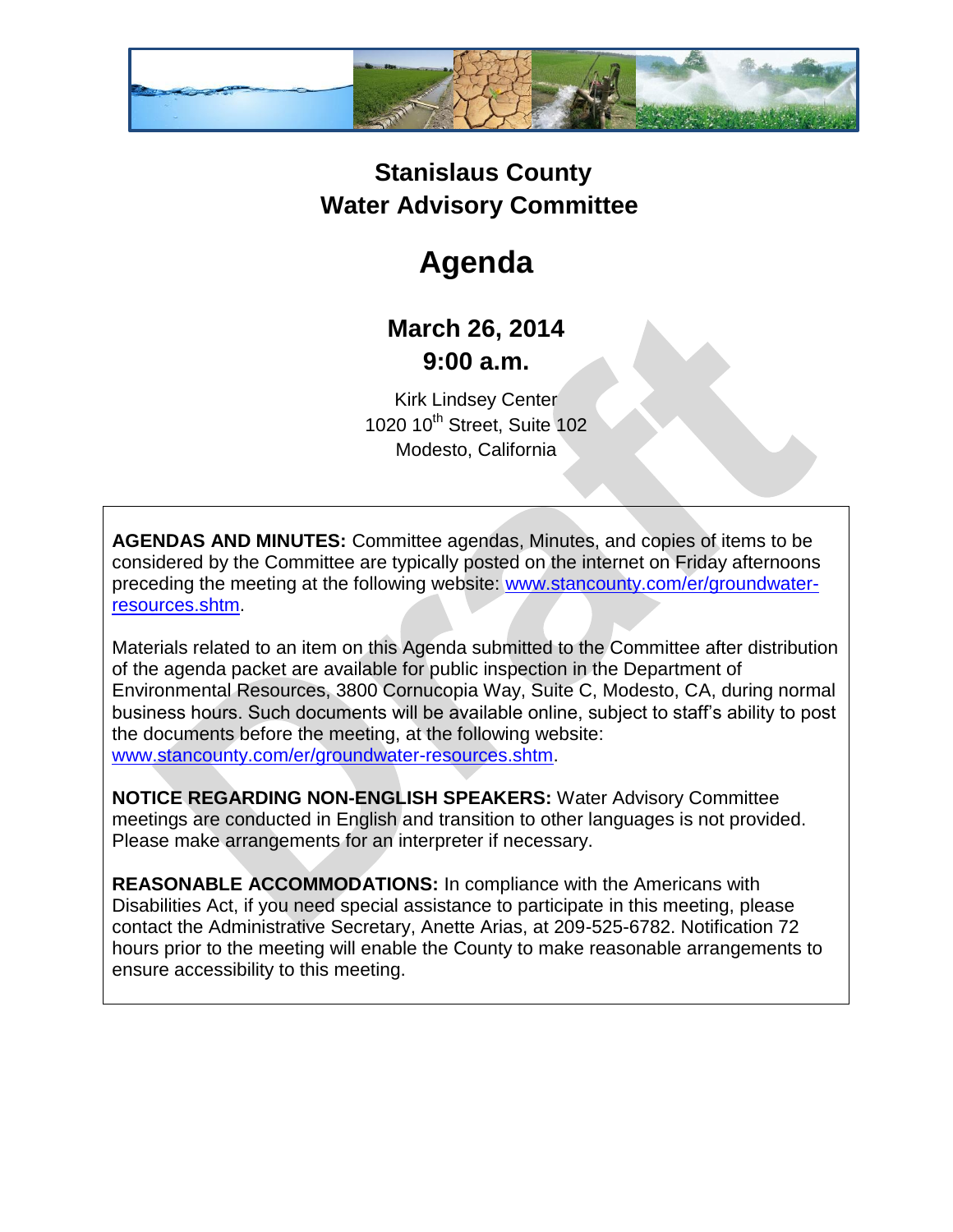# Stanislaus County
# Water Advisory Committee

# Agenda

## March 26, 2014
## 9:00 a.m.

Kirk Lindsey Center
1020 10th Street, Suite 102
Modesto, California

**AGENDAS AND MINUTES:** Committee agendas, Minutes, and copies of items to be considered by the Committee are typically posted on the internet on Friday afternoons preceding the meeting at the following website: www.stancounty.com/er/groundwater-resources.shtm.

Materials related to an item on this Agenda submitted to the Committee after distribution of the agenda packet are available for public inspection in the Department of Environmental Resources, 3800 Cornucopia Way, Suite C, Modesto, CA, during normal business hours. Such documents will be available online, subject to staff's ability to post the documents before the meeting, at the following website: www.stancounty.com/er/groundwater-resources.shtm.

**NOTICE REGARDING NON-ENGLISH SPEAKERS:** Water Advisory Committee meetings are conducted in English and transition to other languages is not provided. Please make arrangements for an interpreter if necessary.

**REASONABLE ACCOMMODATIONS:** In compliance with the Americans with Disabilities Act, if you need special assistance to participate in this meeting, please contact the Administrative Secretary, Anette Arias, at 209-525-6782. Notification 72 hours prior to the meeting will enable the County to make reasonable arrangements to ensure accessibility to this meeting.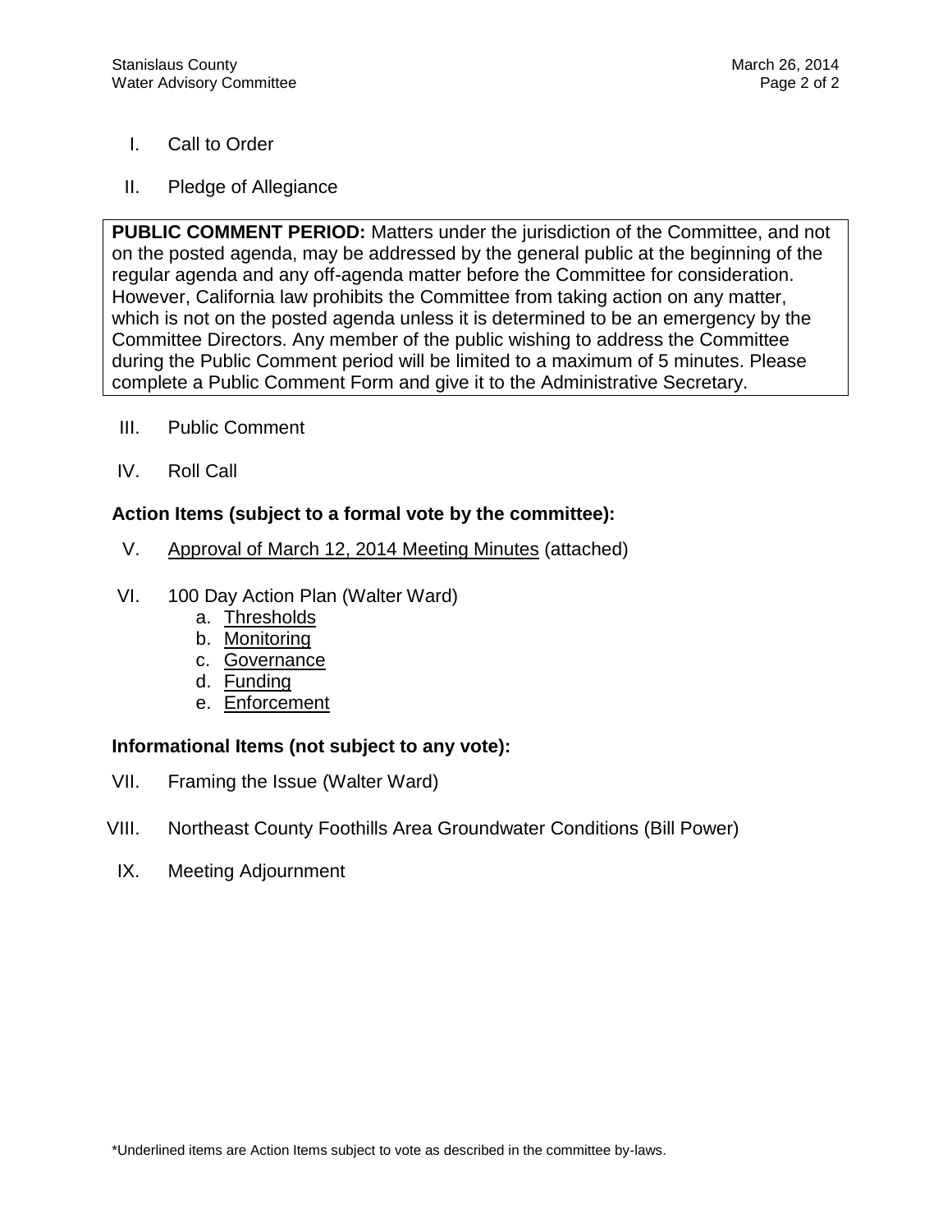I. Call to Order

II. Pledge of Allegiance

**PUBLIC COMMENT PERIOD:** Matters under the jurisdiction of the Committee, and not on the posted agenda, may be addressed by the general public at the beginning of the regular agenda and any off-agenda matter before the Committee for consideration. However, California law prohibits the Committee from taking action on any matter, which is not on the posted agenda unless it is determined to be an emergency by the Committee Directors. Any member of the public wishing to address the Committee during the Public Comment period will be limited to a maximum of 5 minutes. Please complete a Public Comment Form and give it to the Administrative Secretary.

III. Public Comment

IV. Roll Call

**Action Items (subject to a formal vote by the committee):**

V. Approval of March 12, 2014 Meeting Minutes (attached)

VI. 100 Day Action Plan (Walter Ward)

a. Thresholds
b. Monitoring
c. Governance
d. Funding
e. Enforcement

**Informational Items (not subject to any vote):**

VII. Framing the Issue (Walter Ward)

VIII. Northeast County Foothills Area Groundwater Conditions (Bill Power)

IX. Meeting Adjournment

*Underlined items are Action Items subject to vote as described in the committee by-laws.